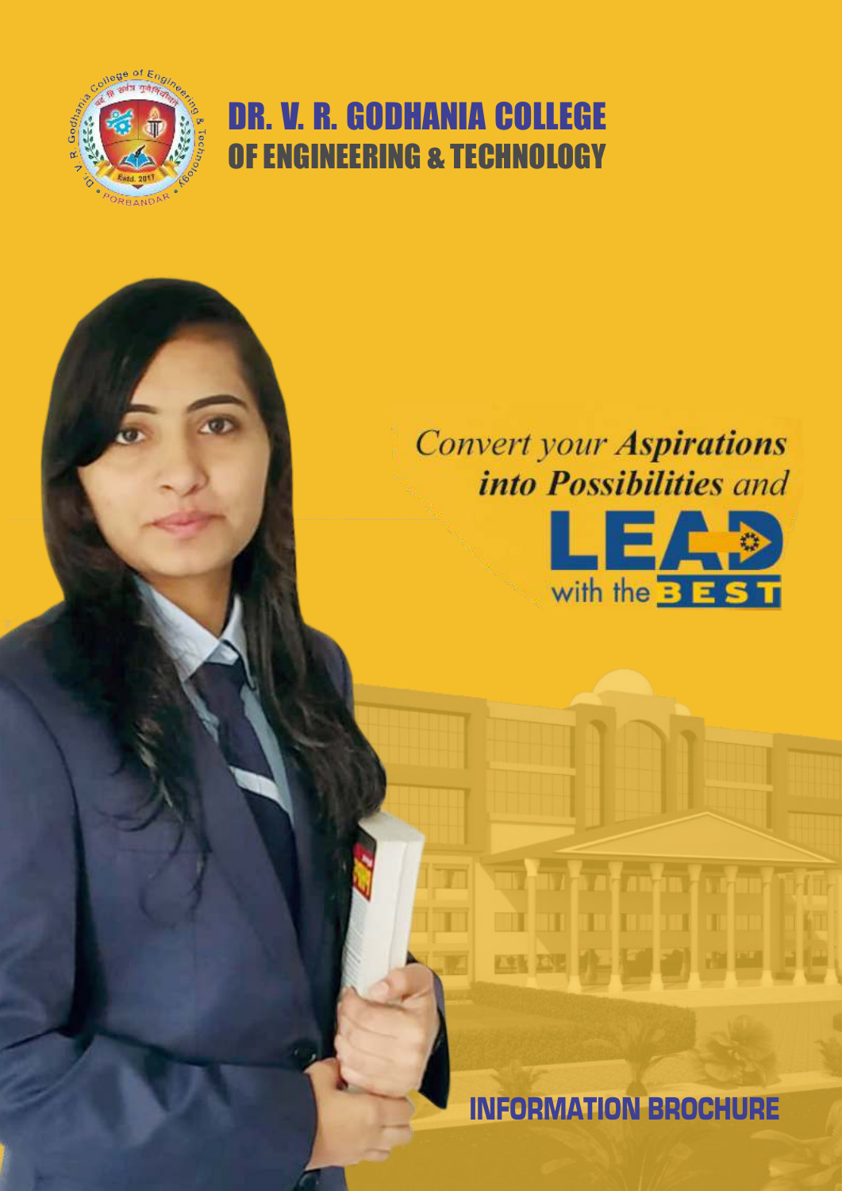# DR. V. R. GODHANIA COLLEGE OF ENGINEERING & TECHNOLOGY

*Convert your* ***Aspirations*** ***into Possibilities*** *and*

**LEAD with the BEST**

## INFORMATION BROCHURE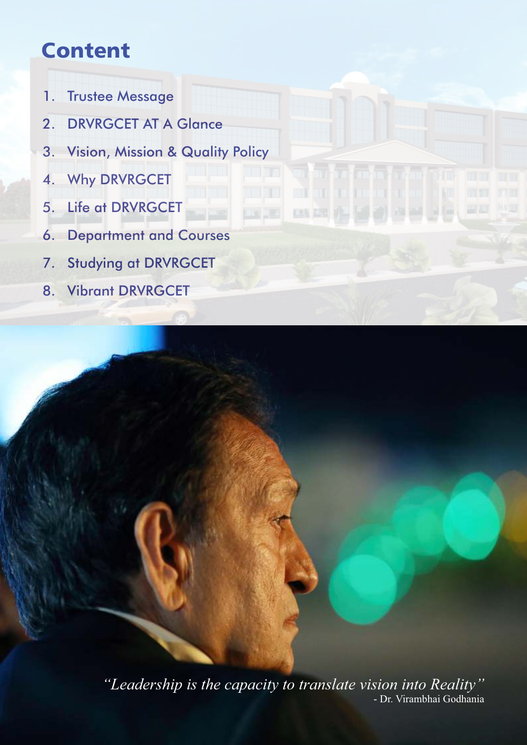# Content

1. Trustee Message
2. DRVRGCET AT A Glance
3. Vision, Mission & Quality Policy
4. Why DRVRGCET
5. Life at DRVRGCET
6. Department and Courses
7. Studying at DRVRGCET
8. Vibrant DRVRGCET

*"Leadership is the capacity to translate vision into Reality"*
- Dr. Virambhai Godhania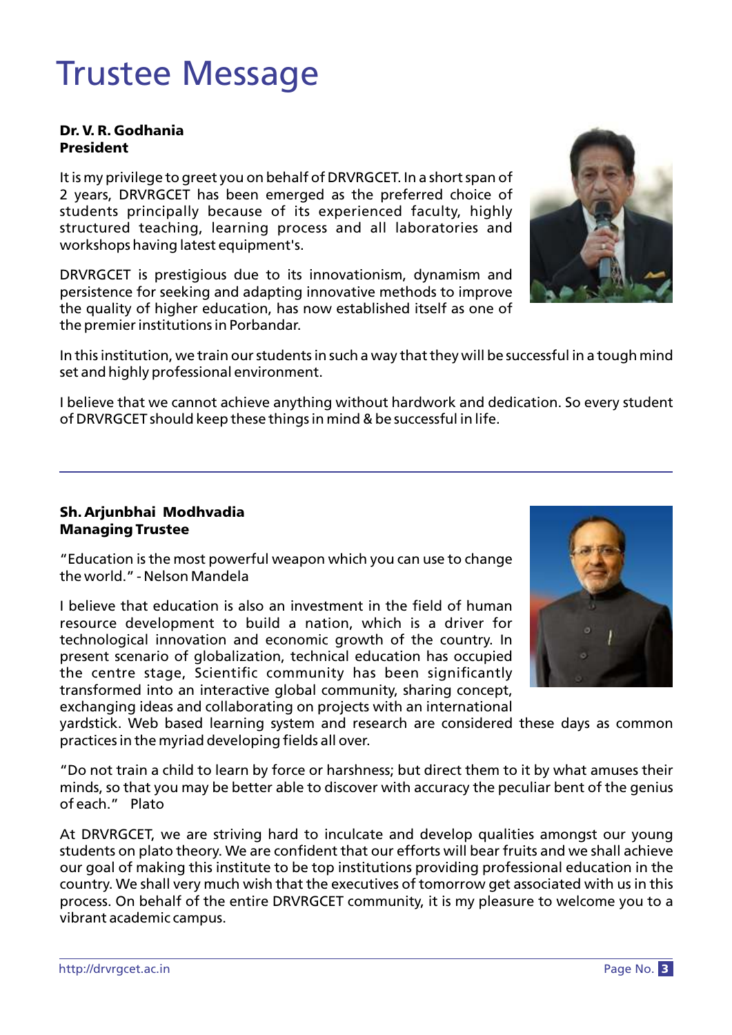# Trustee Message

**Dr. V. R. Godhania**
**President**

It is my privilege to greet you on behalf of DRVRGCET. In a short span of 2 years, DRVRGCET has been emerged as the preferred choice of students principally because of its experienced faculty, highly structured teaching, learning process and all laboratories and workshops having latest equipment's.

DRVRGCET is prestigious due to its innovationism, dynamism and persistence for seeking and adapting innovative methods to improve the quality of higher education, has now established itself as one of the premier institutions in Porbandar.

In this institution, we train our students in such a way that they will be successful in a tough mind set and highly professional environment.

I believe that we cannot achieve anything without hardwork and dedication. So every student of DRVRGCET should keep these things in mind & be successful in life.

---

**Sh. Arjunbhai Modhvadia**
**Managing Trustee**

"Education is the most powerful weapon which you can use to change the world." - Nelson Mandela

I believe that education is also an investment in the field of human resource development to build a nation, which is a driver for technological innovation and economic growth of the country. In present scenario of globalization, technical education has occupied the centre stage, Scientific community has been significantly transformed into an interactive global community, sharing concept, exchanging ideas and collaborating on projects with an international yardstick. Web based learning system and research are considered these days as common practices in the myriad developing fields all over.

"Do not train a child to learn by force or harshness; but direct them to it by what amuses their minds, so that you may be better able to discover with accuracy the peculiar bent of the genius of each." Plato

At DRVRGCET, we are striving hard to inculcate and develop qualities amongst our young students on plato theory. We are confident that our efforts will bear fruits and we shall achieve our goal of making this institute to be top institutions providing professional education in the country. We shall very much wish that the executives of tomorrow get associated with us in this process. On behalf of the entire DRVRGCET community, it is my pleasure to welcome you to a vibrant academic campus.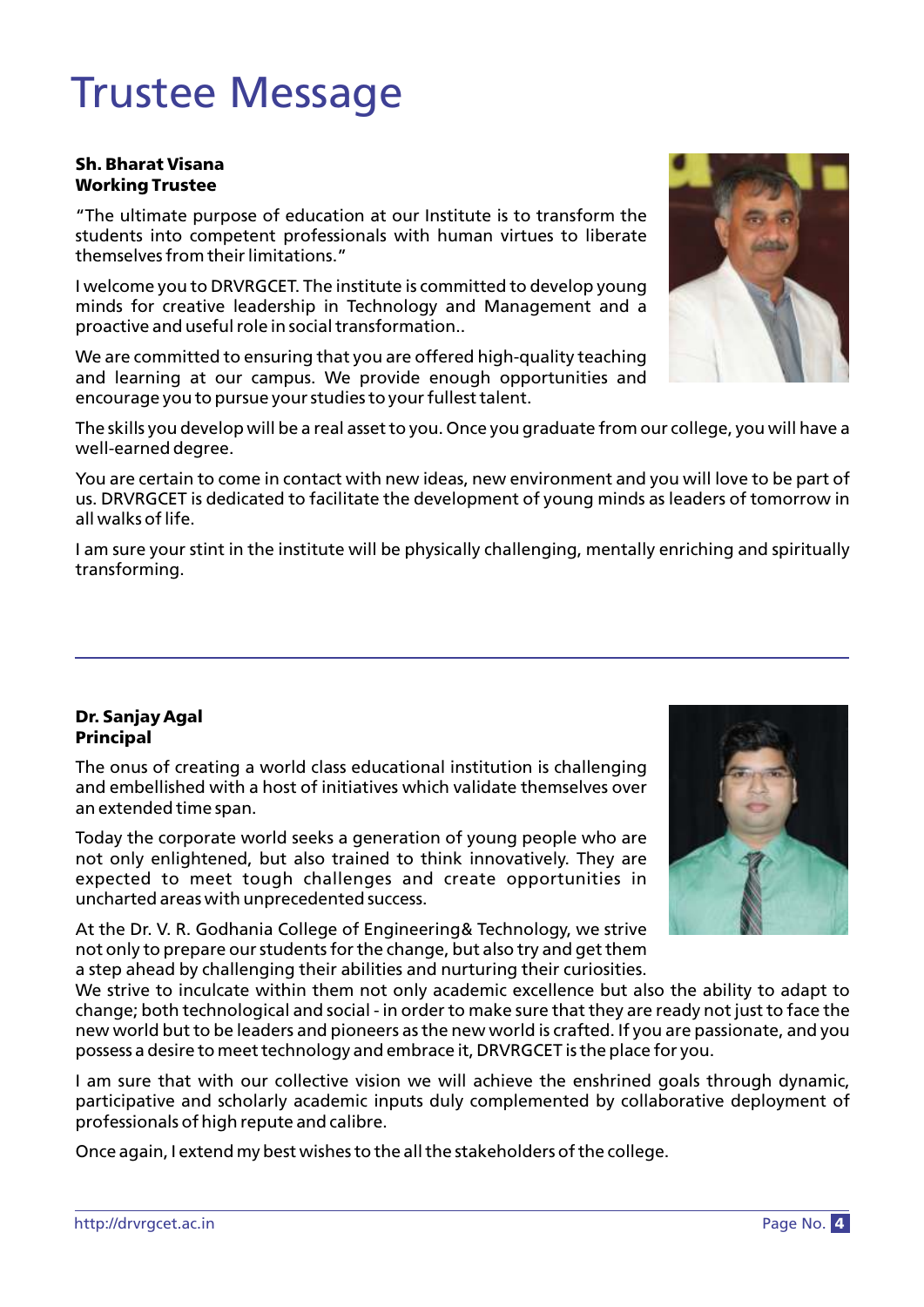# Trustee Message

**Sh. Bharat Visana**
**Working Trustee**

"The ultimate purpose of education at our Institute is to transform the students into competent professionals with human virtues to liberate themselves from their limitations."

I welcome you to DRVRGCET. The institute is committed to develop young minds for creative leadership in Technology and Management and a proactive and useful role in social transformation..

We are committed to ensuring that you are offered high-quality teaching and learning at our campus. We provide enough opportunities and encourage you to pursue your studies to your fullest talent.

The skills you develop will be a real asset to you. Once you graduate from our college, you will have a well-earned degree.

You are certain to come in contact with new ideas, new environment and you will love to be part of us. DRVRGCET is dedicated to facilitate the development of young minds as leaders of tomorrow in all walks of life.

I am sure your stint in the institute will be physically challenging, mentally enriching and spiritually transforming.

---

**Dr. Sanjay Agal**
**Principal**

The onus of creating a world class educational institution is challenging and embellished with a host of initiatives which validate themselves over an extended time span.

Today the corporate world seeks a generation of young people who are not only enlightened, but also trained to think innovatively. They are expected to meet tough challenges and create opportunities in uncharted areas with unprecedented success.

At the Dr. V. R. Godhania College of Engineering& Technology, we strive not only to prepare our students for the change, but also try and get them a step ahead by challenging their abilities and nurturing their curiosities. We strive to inculcate within them not only academic excellence but also the ability to adapt to change; both technological and social - in order to make sure that they are ready not just to face the new world but to be leaders and pioneers as the new world is crafted. If you are passionate, and you possess a desire to meet technology and embrace it, DRVRGCET is the place for you.

I am sure that with our collective vision we will achieve the enshrined goals through dynamic, participative and scholarly academic inputs duly complemented by collaborative deployment of professionals of high repute and calibre.

Once again, I extend my best wishes to the all the stakeholders of the college.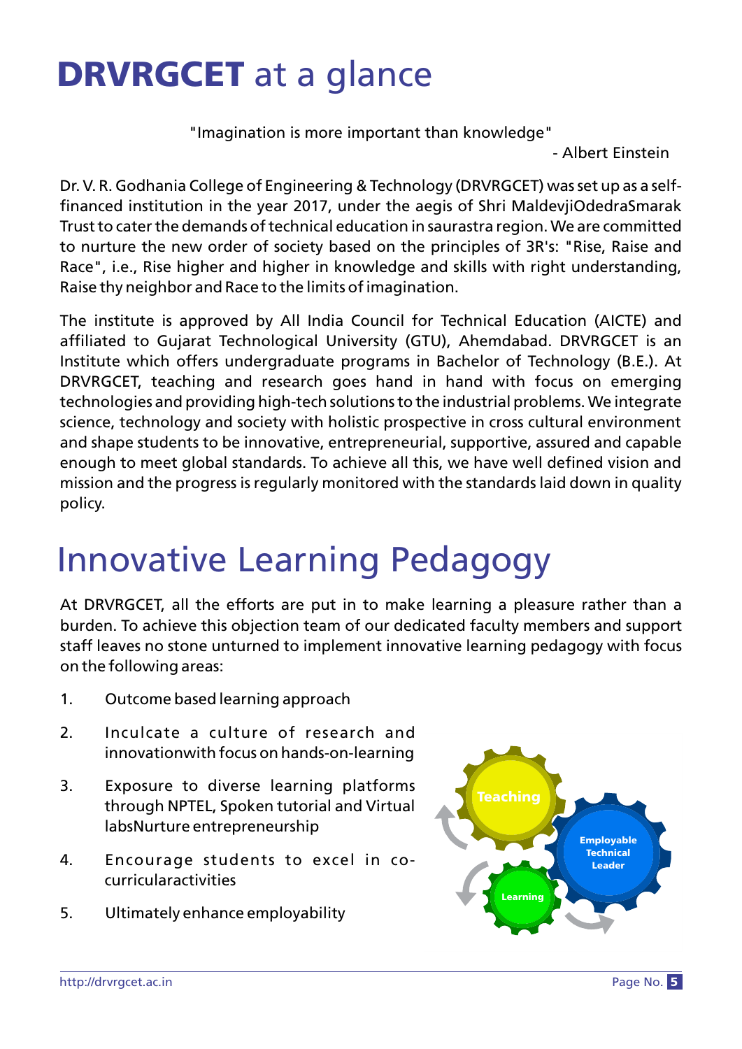# **DRVRGCET** at a glance

"Imagination is more important than knowledge"

- Albert Einstein

Dr. V. R. Godhania College of Engineering & Technology (DRVRGCET) was set up as a self-financed institution in the year 2017, under the aegis of Shri MaldevjiOdedraSmarak Trust to cater the demands of technical education in saurastra region. We are committed to nurture the new order of society based on the principles of 3R's: "Rise, Raise and Race", i.e., Rise higher and higher in knowledge and skills with right understanding, Raise thy neighbor and Race to the limits of imagination.

The institute is approved by All India Council for Technical Education (AICTE) and affiliated to Gujarat Technological University (GTU), Ahemdabad. DRVRGCET is an Institute which offers undergraduate programs in Bachelor of Technology (B.E.). At DRVRGCET, teaching and research goes hand in hand with focus on emerging technologies and providing high-tech solutions to the industrial problems. We integrate science, technology and society with holistic prospective in cross cultural environment and shape students to be innovative, entrepreneurial, supportive, assured and capable enough to meet global standards. To achieve all this, we have well defined vision and mission and the progress is regularly monitored with the standards laid down in quality policy.

# Innovative Learning Pedagogy

At DRVRGCET, all the efforts are put in to make learning a pleasure rather than a burden. To achieve this objection team of our dedicated faculty members and support staff leaves no stone unturned to implement innovative learning pedagogy with focus on the following areas:

1. Outcome based learning approach
2. Inculcate a culture of research and innovationwith focus on hands-on-learning
3. Exposure to diverse learning platforms through NPTEL, Spoken tutorial and Virtual labsNurture entrepreneurship
4. Encourage students to excel in co-curricularactivities
5. Ultimately enhance employability

Teaching

Employable Technical Leader

Learning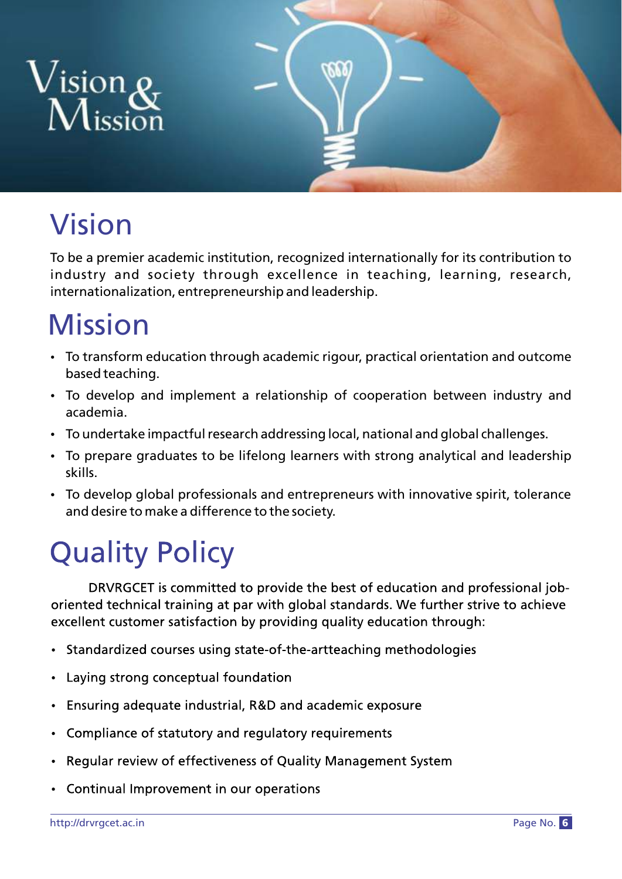# Vision & Mission

## Vision

To be a premier academic institution, recognized internationally for its contribution to industry and society through excellence in teaching, learning, research, internationalization, entrepreneurship and leadership.

## Mission

- To transform education through academic rigour, practical orientation and outcome based teaching.
- To develop and implement a relationship of cooperation between industry and academia.
- To undertake impactful research addressing local, national and global challenges.
- To prepare graduates to be lifelong learners with strong analytical and leadership skills.
- To develop global professionals and entrepreneurs with innovative spirit, tolerance and desire to make a difference to the society.

## Quality Policy

DRVRGCET is committed to provide the best of education and professional job-oriented technical training at par with global standards. We further strive to achieve excellent customer satisfaction by providing quality education through:

- Standardized courses using state-of-the-artteaching methodologies
- Laying strong conceptual foundation
- Ensuring adequate industrial, R&D and academic exposure
- Compliance of statutory and regulatory requirements
- Regular review of effectiveness of Quality Management System
- Continual Improvement in our operations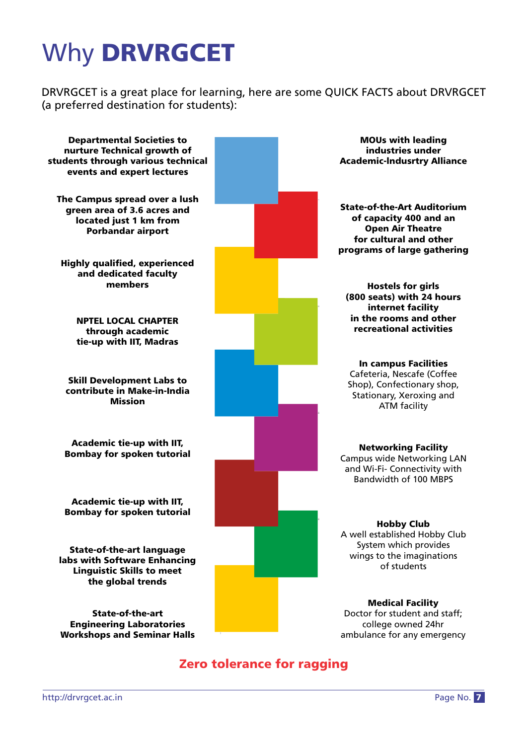# Why DRVRGCET

DRVRGCET is a great place for learning, here are some QUICK FACTS about DRVRGCET (a preferred destination for students):

**Departmental Societies to nurture Technical growth of students through various technical events and expert lectures**

**MOUs with leading industries under Academic-Indusrtry Alliance**

**The Campus spread over a lush green area of 3.6 acres and located just 1 km from Porbandar airport**

**State-of-the-Art Auditorium of capacity 400 and an Open Air Theatre for cultural and other programs of large gathering**

**Highly qualified, experienced and dedicated faculty members**

**Hostels for girls (800 seats) with 24 hours internet facility in the rooms and other recreational activities**

**NPTEL LOCAL CHAPTER through academic tie-up with IIT, Madras**

**In campus Facilities**
Cafeteria, Nescafe (Coffee Shop), Confectionary shop, Stationary, Xeroxing and ATM facility

**Skill Development Labs to contribute in Make-in-India Mission**

**Networking Facility**
Campus wide Networking LAN and Wi-Fi- Connectivity with Bandwidth of 100 MBPS

**Academic tie-up with IIT, Bombay for spoken tutorial**

**Academic tie-up with IIT, Bombay for spoken tutorial**

**Hobby Club**
A well established Hobby Club System which provides wings to the imaginations of students

**State-of-the-art language labs with Software Enhancing Linguistic Skills to meet the global trends**

**Medical Facility**
Doctor for student and staff; college owned 24hr ambulance for any emergency

**State-of-the-art Engineering Laboratories Workshops and Seminar Halls**

**Zero tolerance for ragging**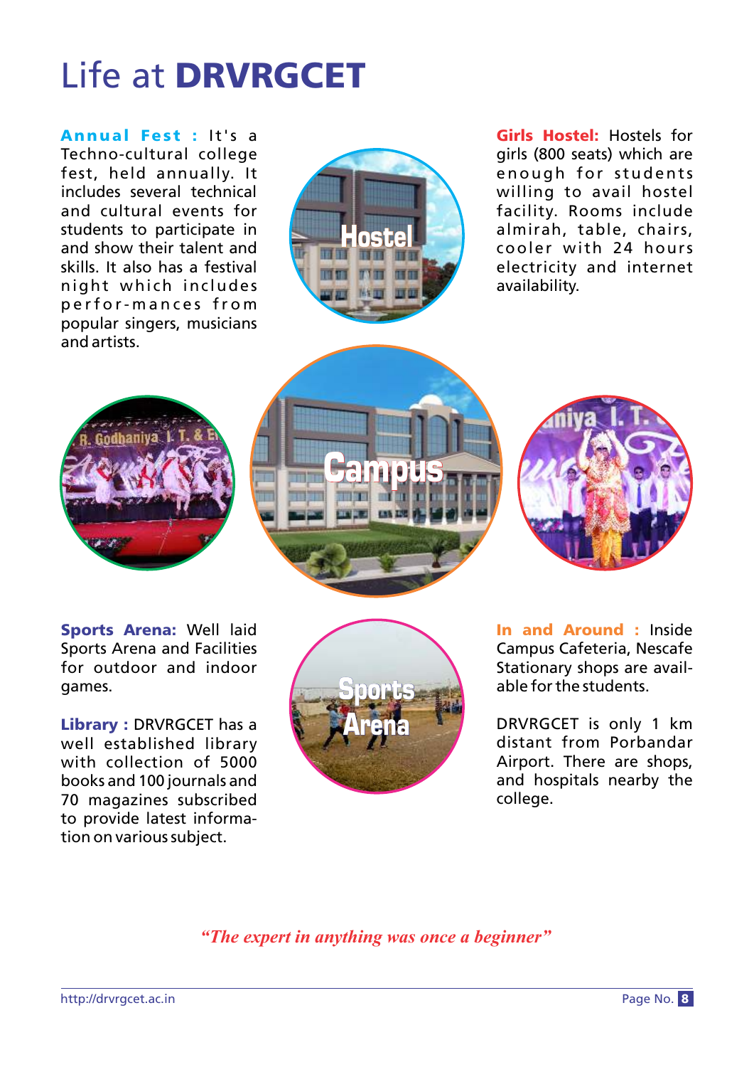# Life at **DRVRGCET**

**Annual Fest :** It's a Techno-cultural college fest, held annually. It includes several technical and cultural events for students to participate in and show their talent and skills. It also has a festival night which includes perfor-mances from popular singers, musicians and artists.

**Girls Hostel:** Hostels for girls (800 seats) which are enough for students willing to avail hostel facility. Rooms include almirah, table, chairs, cooler with 24 hours electricity and internet availability.

**Sports Arena:** Well laid Sports Arena and Facilities for outdoor and indoor games.

**Library :** DRVRGCET has a well established library with collection of 5000 books and 100 journals and 70 magazines subscribed to provide latest informa-tion on various subject.

**In and Around :** Inside Campus Cafeteria, Nescafe Stationary shops are avail-able for the students.

DRVRGCET is only 1 km distant from Porbandar Airport. There are shops, and hospitals nearby the college.

*"The expert in anything was once a beginner"*

http://drvrgcet.ac.in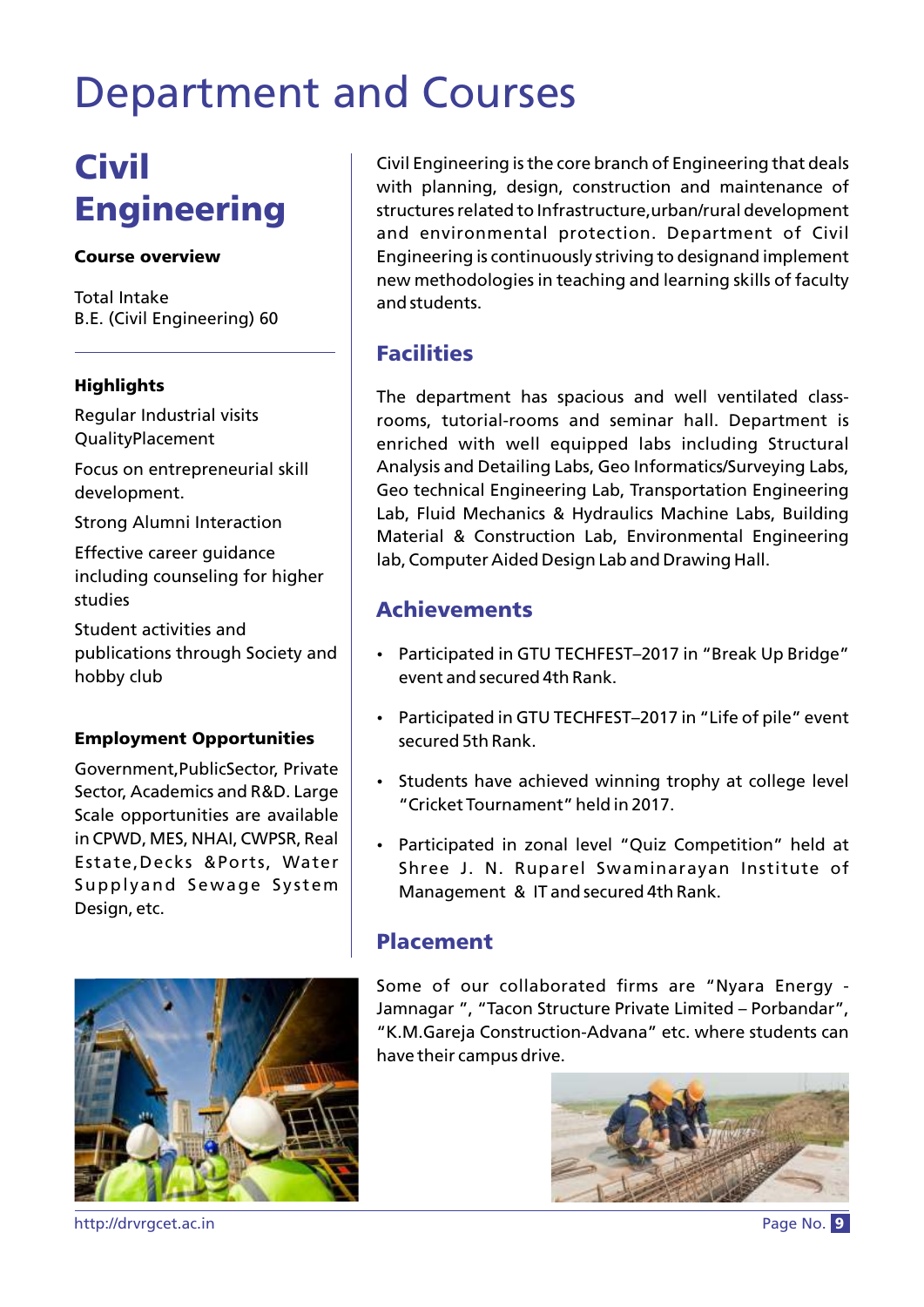# Department and Courses

## Civil Engineering

**Course overview**

Total Intake
B.E. (Civil Engineering) 60

**Highlights**

Regular Industrial visits
QualityPlacement

Focus on entrepreneurial skill development.

Strong Alumni Interaction

Effective career guidance including counseling for higher studies

Student activities and publications through Society and hobby club

**Employment Opportunities**

Government,PublicSector, Private Sector, Academics and R&D. Large Scale opportunities are available in CPWD, MES, NHAI, CWPSR, Real Estate,Decks &Ports, Water Supplyand Sewage System Design, etc.

Civil Engineering is the core branch of Engineering that deals with planning, design, construction and maintenance of structures related to Infrastructure,urban/rural development and environmental protection. Department of Civil Engineering is continuously striving to designand implement new methodologies in teaching and learning skills of faculty and students.

### Facilities

The department has spacious and well ventilated class-rooms, tutorial-rooms and seminar hall. Department is enriched with well equipped labs including Structural Analysis and Detailing Labs, Geo Informatics/Surveying Labs, Geo technical Engineering Lab, Transportation Engineering Lab, Fluid Mechanics & Hydraulics Machine Labs, Building Material & Construction Lab, Environmental Engineering lab, Computer Aided Design Lab and Drawing Hall.

### Achievements

- Participated in GTU TECHFEST–2017 in "Break Up Bridge" event and secured 4th Rank.
- Participated in GTU TECHFEST–2017 in "Life of pile" event secured 5th Rank.
- Students have achieved winning trophy at college level "Cricket Tournament" held in 2017.
- Participated in zonal level "Quiz Competition" held at Shree J. N. Ruparel Swaminarayan Institute of Management & IT and secured 4th Rank.

### Placement

Some of our collaborated firms are "Nyara Energy - Jamnagar ", "Tacon Structure Private Limited – Porbandar", "K.M.Gareja Construction-Advana" etc. where students can have their campus drive.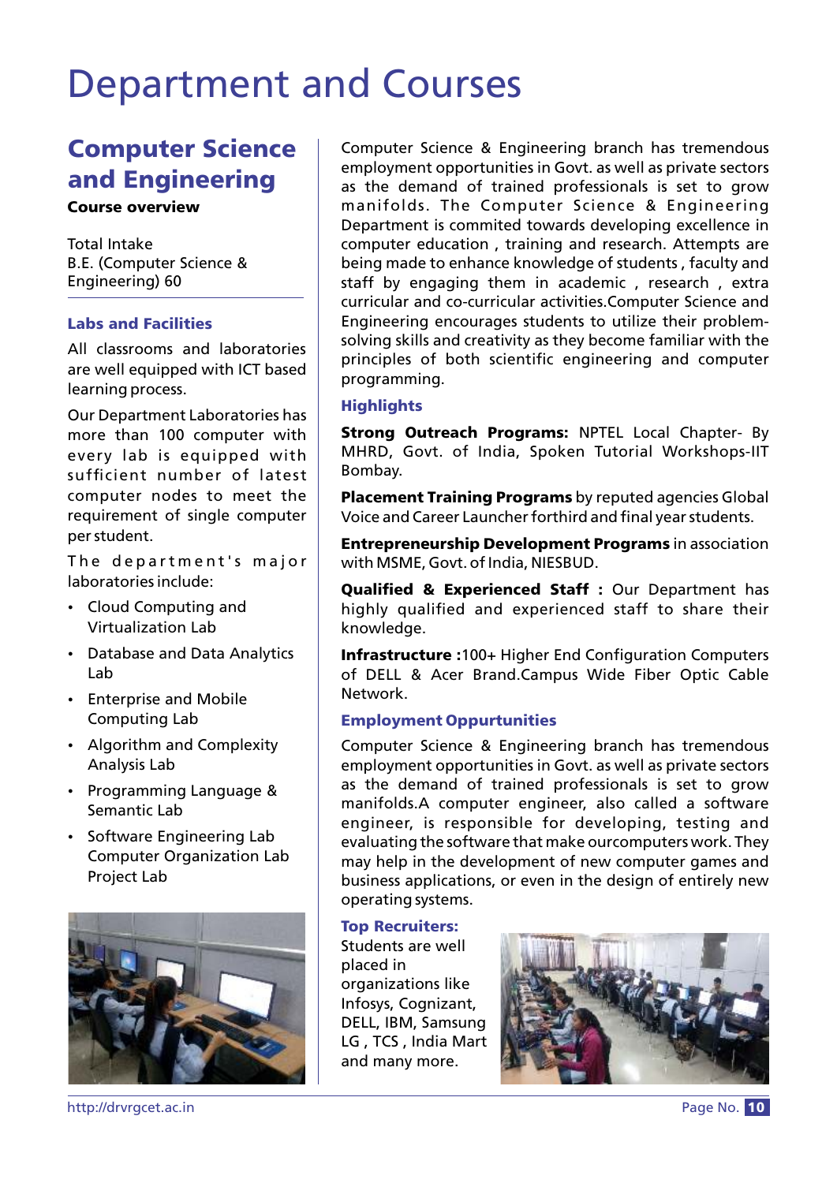# Department and Courses

## Computer Science and Engineering

**Course overview**

Total Intake
B.E. (Computer Science & Engineering) 60

### Labs and Facilities

All classrooms and laboratories are well equipped with ICT based learning process.

Our Department Laboratories has more than 100 computer with every lab is equipped with sufficient number of latest computer nodes to meet the requirement of single computer per student.

The department's major laboratories include:

- Cloud Computing and Virtualization Lab
- Database and Data Analytics Lab
- Enterprise and Mobile Computing Lab
- Algorithm and Complexity Analysis Lab
- Programming Language & Semantic Lab
- Software Engineering Lab Computer Organization Lab Project Lab

Computer Science & Engineering branch has tremendous employment opportunities in Govt. as well as private sectors as the demand of trained professionals is set to grow manifolds. The Computer Science & Engineering Department is commited towards developing excellence in computer education , training and research. Attempts are being made to enhance knowledge of students , faculty and staff by engaging them in academic , research , extra curricular and co-curricular activities.Computer Science and Engineering encourages students to utilize their problem-solving skills and creativity as they become familiar with the principles of both scientific engineering and computer programming.

### Highlights

**Strong Outreach Programs:** NPTEL Local Chapter- By MHRD, Govt. of India, Spoken Tutorial Workshops-IIT Bombay.

**Placement Training Programs** by reputed agencies Global Voice and Career Launcher forthird and final year students.

**Entrepreneurship Development Programs** in association with MSME, Govt. of India, NIESBUD.

**Qualified & Experienced Staff :** Our Department has highly qualified and experienced staff to share their knowledge.

**Infrastructure :**100+ Higher End Configuration Computers of DELL & Acer Brand.Campus Wide Fiber Optic Cable Network.

### Employment Oppurtunities

Computer Science & Engineering branch has tremendous employment opportunities in Govt. as well as private sectors as the demand of trained professionals is set to grow manifolds.A computer engineer, also called a software engineer, is responsible for developing, testing and evaluating the software that make ourcomputers work. They may help in the development of new computer games and business applications, or even in the design of entirely new operating systems.

### Top Recruiters:

Students are well placed in organizations like Infosys, Cognizant, DELL, IBM, Samsung LG , TCS , India Mart and many more.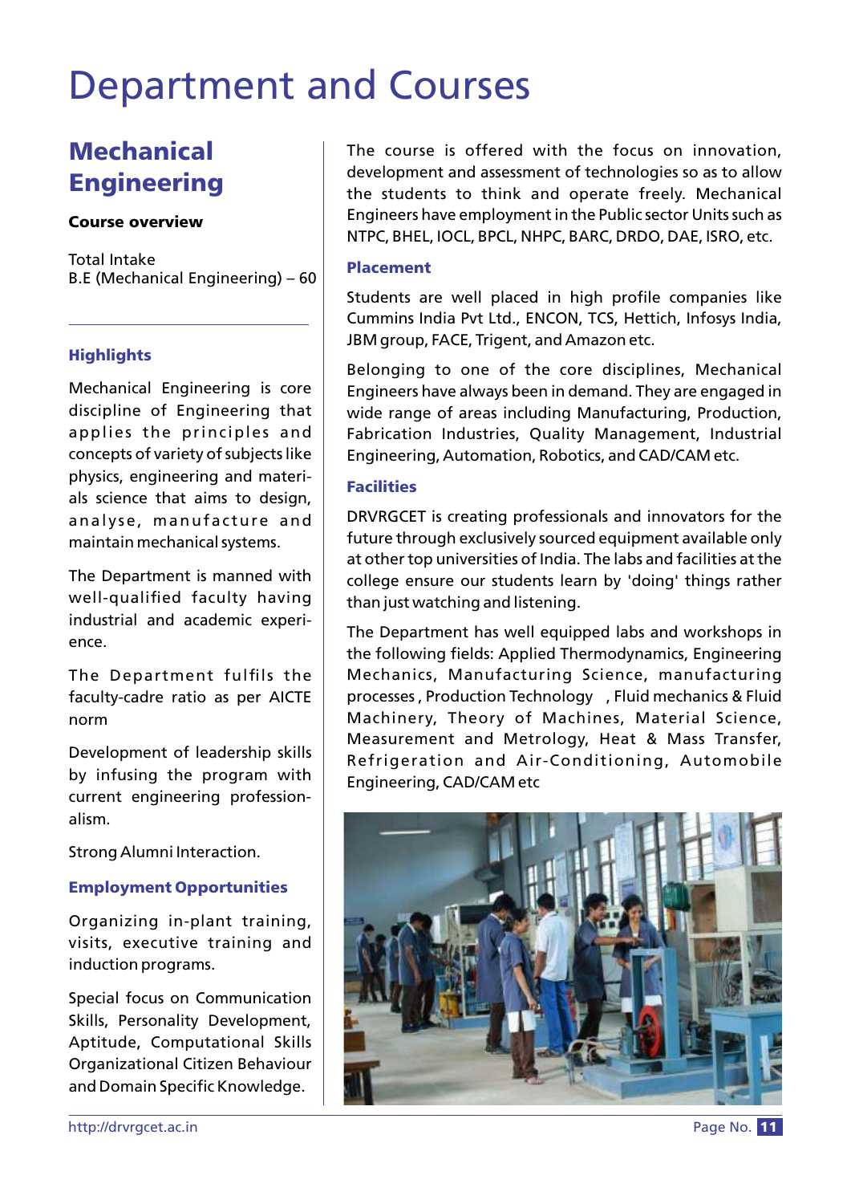# Department and Courses

## Mechanical Engineering

**Course overview**

Total Intake
B.E (Mechanical Engineering) – 60

### Highlights

Mechanical Engineering is core discipline of Engineering that applies the principles and concepts of variety of subjects like physics, engineering and materials science that aims to design, analyse, manufacture and maintain mechanical systems.

The Department is manned with well-qualified faculty having industrial and academic experience.

The Department fulfils the faculty-cadre ratio as per AICTE norm

Development of leadership skills by infusing the program with current engineering professionalism.

Strong Alumni Interaction.

### Employment Opportunities

Organizing in-plant training, visits, executive training and induction programs.

Special focus on Communication Skills, Personality Development, Aptitude, Computational Skills Organizational Citizen Behaviour and Domain Specific Knowledge.

The course is offered with the focus on innovation, development and assessment of technologies so as to allow the students to think and operate freely. Mechanical Engineers have employment in the Public sector Units such as NTPC, BHEL, IOCL, BPCL, NHPC, BARC, DRDO, DAE, ISRO, etc.

### Placement

Students are well placed in high profile companies like Cummins India Pvt Ltd., ENCON, TCS, Hettich, Infosys India, JBM group, FACE, Trigent, and Amazon etc.

Belonging to one of the core disciplines, Mechanical Engineers have always been in demand. They are engaged in wide range of areas including Manufacturing, Production, Fabrication Industries, Quality Management, Industrial Engineering, Automation, Robotics, and CAD/CAM etc.

### Facilities

DRVRGCET is creating professionals and innovators for the future through exclusively sourced equipment available only at other top universities of India. The labs and facilities at the college ensure our students learn by 'doing' things rather than just watching and listening.

The Department has well equipped labs and workshops in the following fields: Applied Thermodynamics, Engineering Mechanics, Manufacturing Science, manufacturing processes , Production Technology , Fluid mechanics & Fluid Machinery, Theory of Machines, Material Science, Measurement and Metrology, Heat & Mass Transfer, Refrigeration and Air-Conditioning, Automobile Engineering, CAD/CAM etc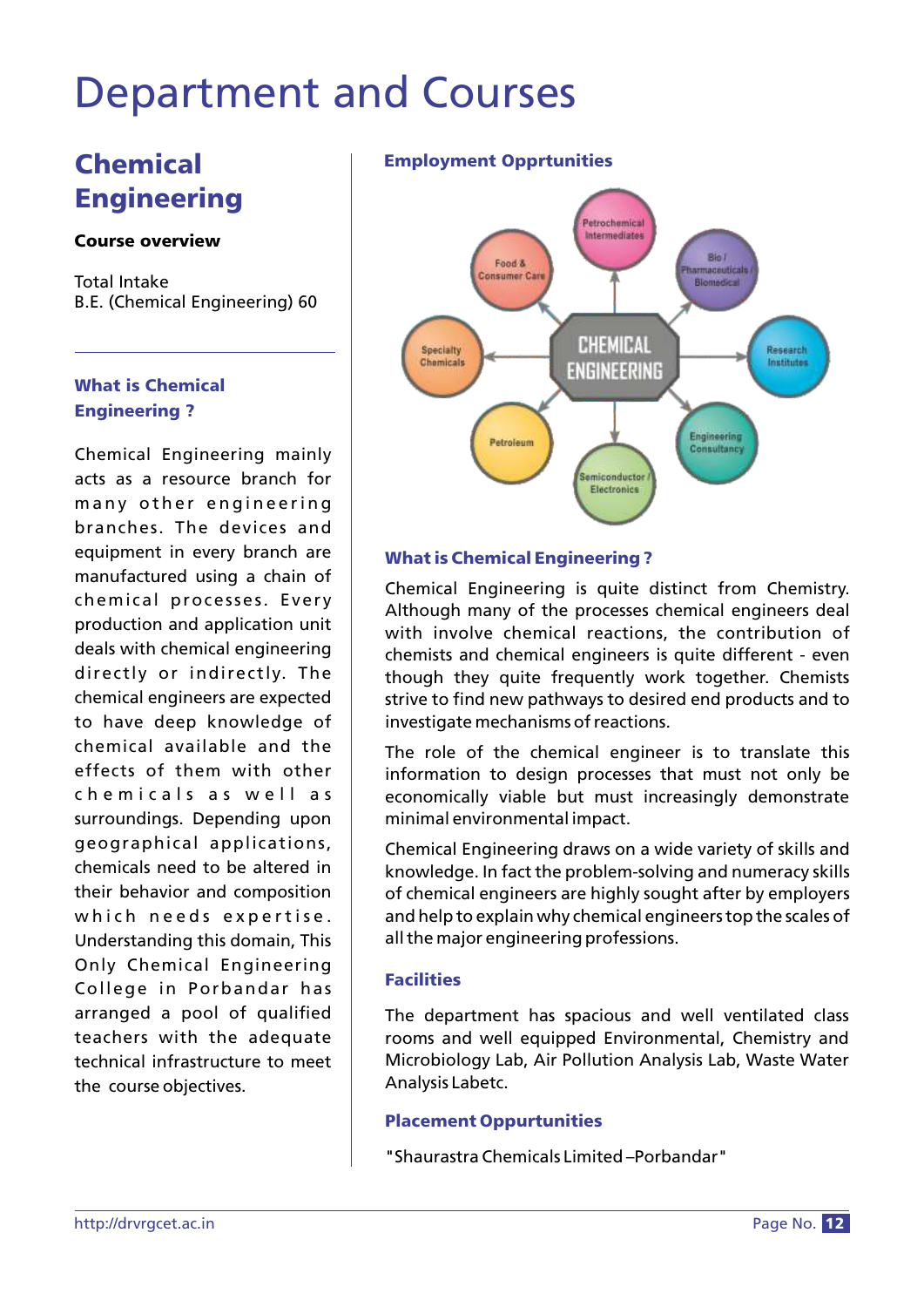# Department and Courses

## Chemical Engineering

**Course overview**

Total Intake
B.E. (Chemical Engineering) 60

### What is Chemical Engineering ?

Chemical Engineering mainly acts as a resource branch for many other engineering branches. The devices and equipment in every branch are manufactured using a chain of chemical processes. Every production and application unit deals with chemical engineering directly or indirectly. The chemical engineers are expected to have deep knowledge of chemical available and the effects of them with other chemicals as well as surroundings. Depending upon geographical applications, chemicals need to be altered in their behavior and composition which needs expertise. Understanding this domain, This Only Chemical Engineering College in Porbandar has arranged a pool of qualified teachers with the adequate technical infrastructure to meet the course objectives.

### Employment Opprtunities

CHEMICAL ENGINEERING

- Petrochemical Intermediates
- Bio / Pharmaceuticals / Biomedical
- Research Institutes
- Engineering Consultancy
- Semiconductor / Electronics
- Petroleum
- Specialty Chemicals
- Food & Consumer Care

### What is Chemical Engineering ?

Chemical Engineering is quite distinct from Chemistry. Although many of the processes chemical engineers deal with involve chemical reactions, the contribution of chemists and chemical engineers is quite different - even though they quite frequently work together. Chemists strive to find new pathways to desired end products and to investigate mechanisms of reactions.

The role of the chemical engineer is to translate this information to design processes that must not only be economically viable but must increasingly demonstrate minimal environmental impact.

Chemical Engineering draws on a wide variety of skills and knowledge. In fact the problem-solving and numeracy skills of chemical engineers are highly sought after by employers and help to explain why chemical engineers top the scales of all the major engineering professions.

### Facilities

The department has spacious and well ventilated class rooms and well equipped Environmental, Chemistry and Microbiology Lab, Air Pollution Analysis Lab, Waste Water Analysis Labetc.

### Placement Oppurtunities

"Shaurastra Chemicals Limited –Porbandar"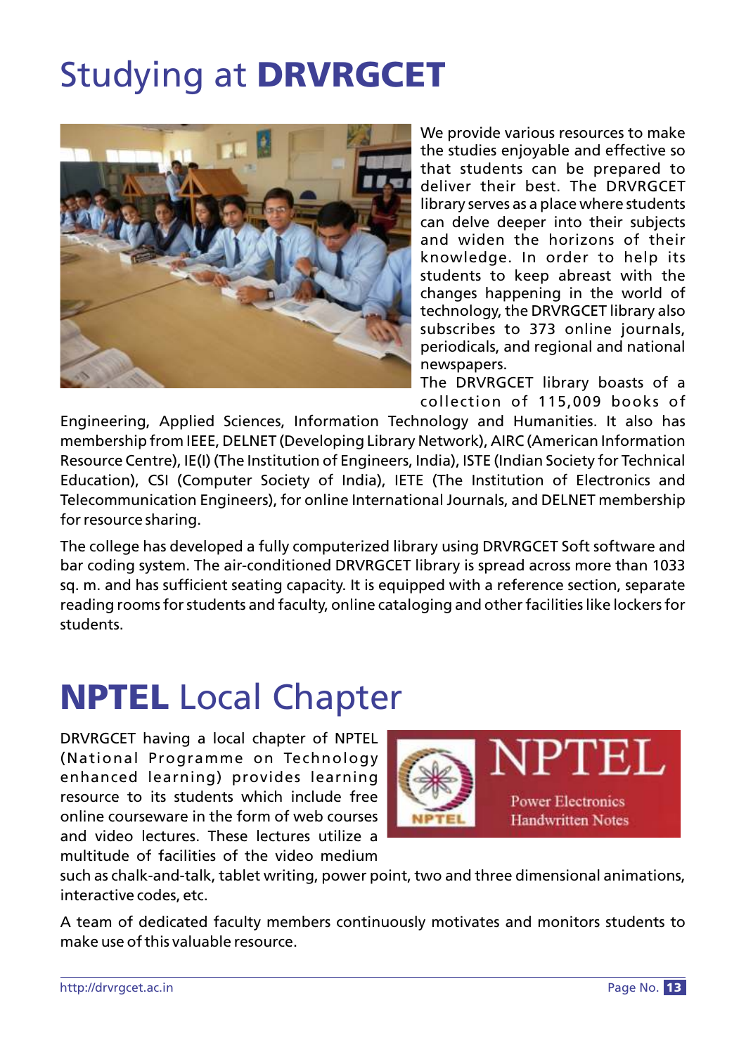# Studying at **DRVRGCET**

We provide various resources to make the studies enjoyable and effective so that students can be prepared to deliver their best. The DRVRGCET library serves as a place where students can delve deeper into their subjects and widen the horizons of their knowledge. In order to help its students to keep abreast with the changes happening in the world of technology, the DRVRGCET library also subscribes to 373 online journals, periodicals, and regional and national newspapers.

The DRVRGCET library boasts of a collection of 115,009 books of Engineering, Applied Sciences, Information Technology and Humanities. It also has membership from IEEE, DELNET (Developing Library Network), AIRC (American Information Resource Centre), IE(I) (The Institution of Engineers, India), ISTE (Indian Society for Technical Education), CSI (Computer Society of India), IETE (The Institution of Electronics and Telecommunication Engineers), for online International Journals, and DELNET membership for resource sharing.

The college has developed a fully computerized library using DRVRGCET Soft software and bar coding system. The air-conditioned DRVRGCET library is spread across more than 1033 sq. m. and has sufficient seating capacity. It is equipped with a reference section, separate reading rooms for students and faculty, online cataloging and other facilities like lockers for students.

# **NPTEL** Local Chapter

DRVRGCET having a local chapter of NPTEL (National Programme on Technology enhanced learning) provides learning resource to its students which include free online courseware in the form of web courses and video lectures. These lectures utilize a multitude of facilities of the video medium such as chalk-and-talk, tablet writing, power point, two and three dimensional animations, interactive codes, etc.

A team of dedicated faculty members continuously motivates and monitors students to make use of this valuable resource.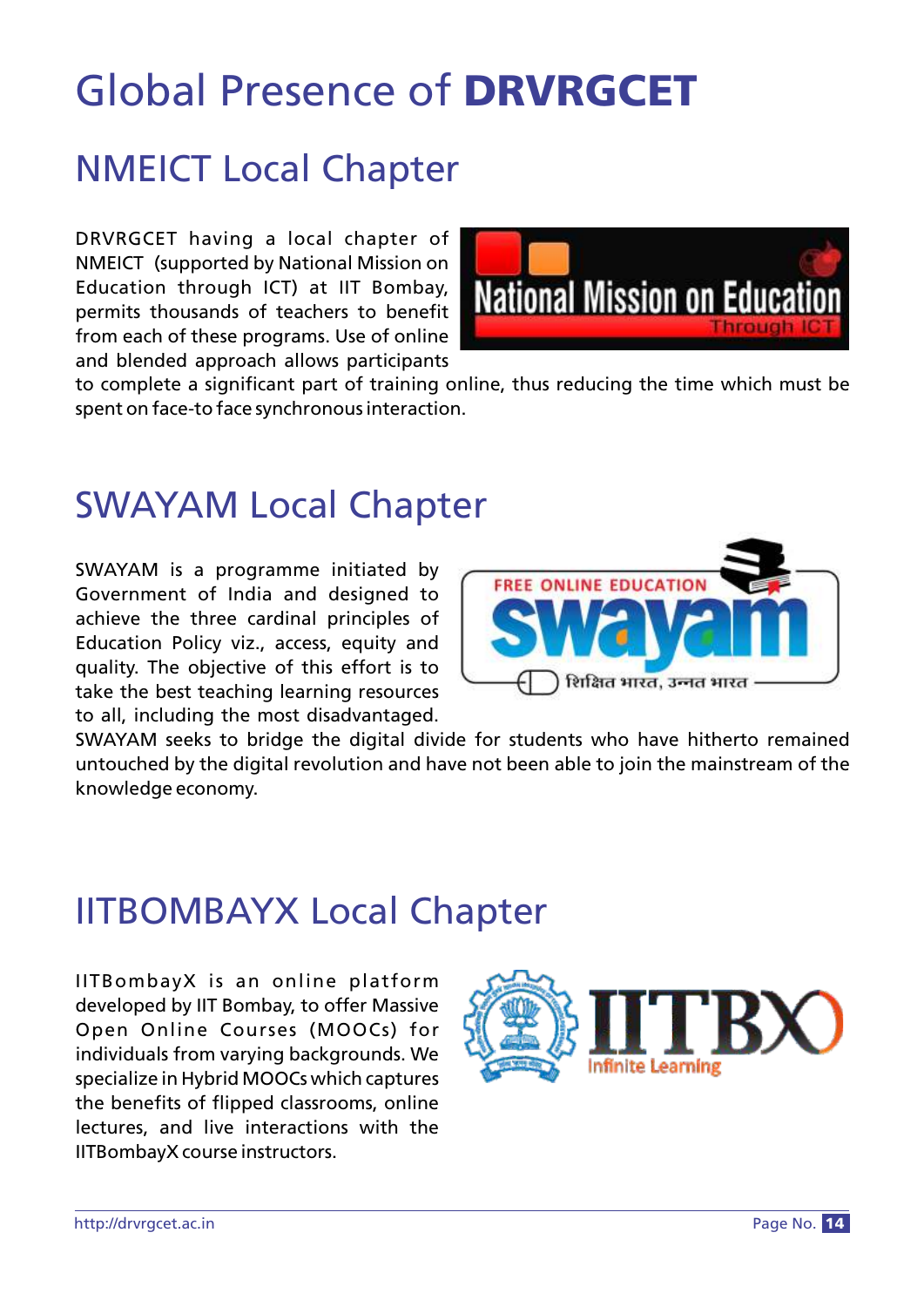# Global Presence of **DRVRGCET**

## NMEICT Local Chapter

DRVRGCET having a local chapter of NMEICT (supported by National Mission on Education through ICT) at IIT Bombay, permits thousands of teachers to benefit from each of these programs. Use of online and blended approach allows participants to complete a significant part of training online, thus reducing the time which must be spent on face-to face synchronous interaction.

## SWAYAM Local Chapter

SWAYAM is a programme initiated by Government of India and designed to achieve the three cardinal principles of Education Policy viz., access, equity and quality. The objective of this effort is to take the best teaching learning resources to all, including the most disadvantaged. SWAYAM seeks to bridge the digital divide for students who have hitherto remained untouched by the digital revolution and have not been able to join the mainstream of the knowledge economy.

## IITBOMBAYX Local Chapter

IITBombayX is an online platform developed by IIT Bombay, to offer Massive Open Online Courses (MOOCs) for individuals from varying backgrounds. We specialize in Hybrid MOOCs which captures the benefits of flipped classrooms, online lectures, and live interactions with the IITBombayX course instructors.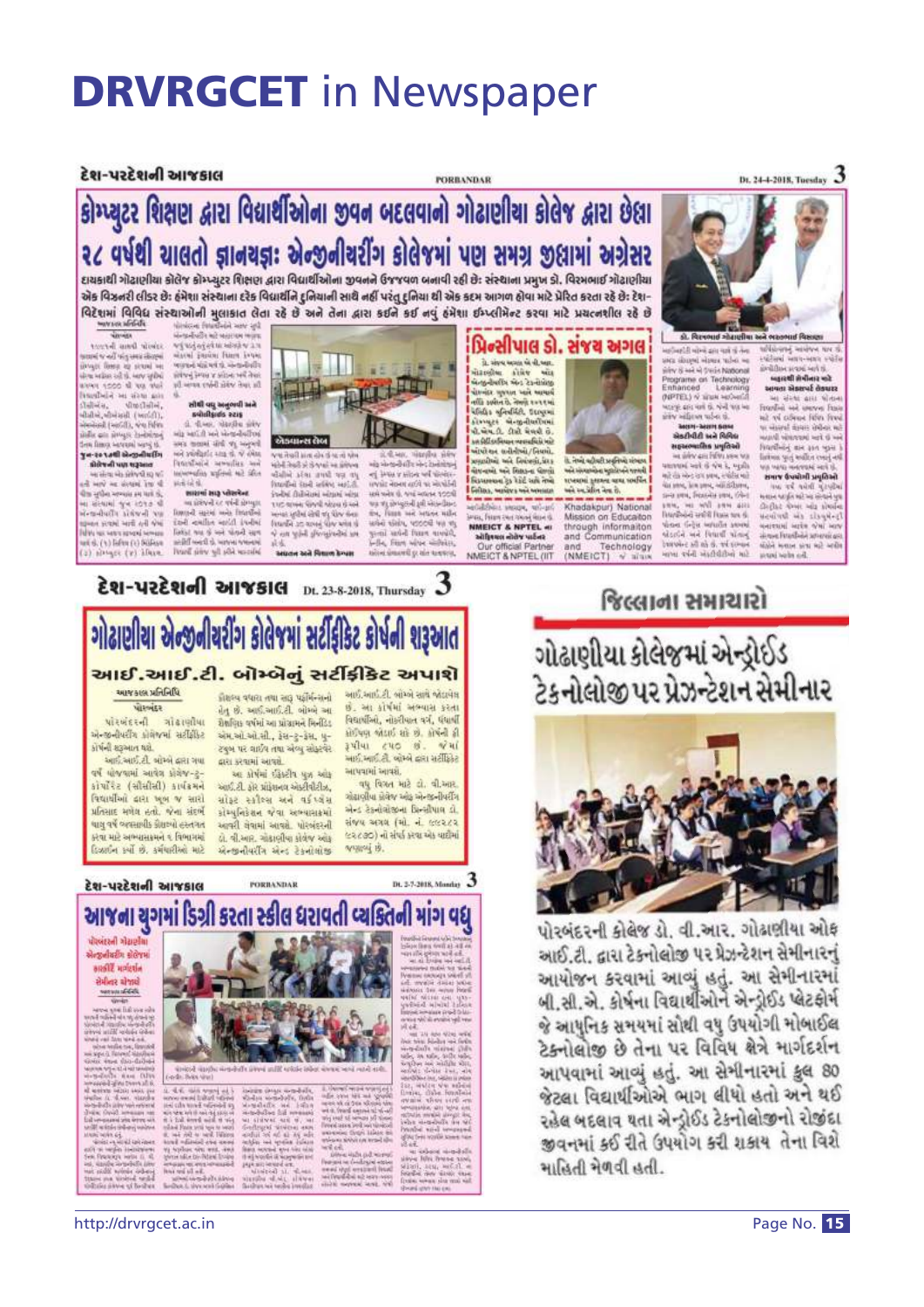# DRVRGCET in Newspaper

દેશ-પરદેશની આજકાલ — PORBANDAR — Dt. 24-4-2018, Tuesday

## કોમ્પ્યુટર શિક્ષણ દ્વારા વિદ્યાર્થીઓના જીવન બદલવાનો ગોઢાણીયા કોલેજ દ્વારા છેલ્લા ૨૮ વર્ષથી ચાલતો જ્ઞાનયજ્ઞઃ એન્જીનીયરીંગ કોલેજમાં પણ સમગ્ર જીલ્લામાં અગ્રેસર

દાયકાથી ગોઢાણીયા કોલેજ કોમ્પ્યુટર શિક્ષણ દ્વારા વિદ્યાર્થીઓના જીવનને ઉજ્જવળ બનાવી રહી છેઃ સંસ્થાના પ્રમુખ ડો. વિરમભાઈ ગોઢાણીયા એક વિઝનરી લીડર છેઃ હંમેશા સંસ્થાના દરેક વિદ્યાર્થીને દુનિયાની સાથે નહીં પરંતુ દુનિયા થી એક કદમ આગળ હોવા માટે પ્રેરિત કરતા રહે છેઃ દેશ-વિદેશમાં વિવિધ સંસ્થાઓની મુલાકાત લેતા રહે છે અને તેના દ્વારા કઈને કઈ નવું હંમેશા ઈમ્પ્લીમેન્ટ કરવા માટે પ્રયત્નશીલ રહે છે

### પ્રિન્સીપાલ ડો. સંજય અગલ

ડો. વિરમભાઈ ગોઢાણીયા અને ભરતભાઈ વિસાણા

---

દેશ-પરદેશની આજકાલ — Dt. 23-8-2018, Thursday

## ગોઢાણીયા એન્જીનીયરીંગ કોલેજમાં સર્ટીફીકેટ કોર્ષની શરૂઆત

### આઈ.આઈ.ટી. બોમ્બેનું સર્ટીફીકેટ અપાશે

---

દેશ-પરદેશની આજકાલ — PORBANDAR — Dt. 2-7-2018, Monday

## આજના યુગમાં ડિગ્રી કરતા સ્કીલ ધરાવતી વ્યક્તિની માંગ વધુ

પોરબંદરની ગોઢાણીયા એન્જીનીયરીંગ કોલેજમાં કારકિર્દી માર્ગદર્શન સેમિનાર યોજાયો

---

## જિલ્લાના સમાચારો

### ગોઢાણીયા કોલેજમાં એન્ડ્રોઈડ ટેકનોલોજી પર પ્રેઝન્ટેશન સેમીનાર

પોરબંદરની કોલેજ ડો. વી.આર. ગોઢાણીયા ઓફ આઈ.ટી. દ્વારા ટેકનોલોજી પર પ્રેઝન્ટેશન સેમીનારનું આયોજન કરવામાં આવ્યું હતું. આ સેમીનારમાં બી.સી.એ. કોર્ષના વિદ્યાર્થીઓને એન્ડ્રોઈડ પ્લેટફોર્મ જે આધુનિક સમયમાં સૌથી વધુ ઉપયોગી મોબાઈલ ટેકનોલોજી છે તેના પર વિવિધ ક્ષેત્રે માર્ગદર્શન આપવામાં આવ્યું હતું. આ સેમીનારમાં કુલ ૭૦ જેટલા વિદ્યાર્થીઓએ ભાગ લીધો હતો અને થઈ રહેલ બદલાવ થતા એન્ડ્રોઈડ ટેકનોલોજીનો રોજીંદા જીવનમાં કઈ રીતે ઉપયોગ કરી શકાય તેના વિશે માહિતી મેળવી હતી.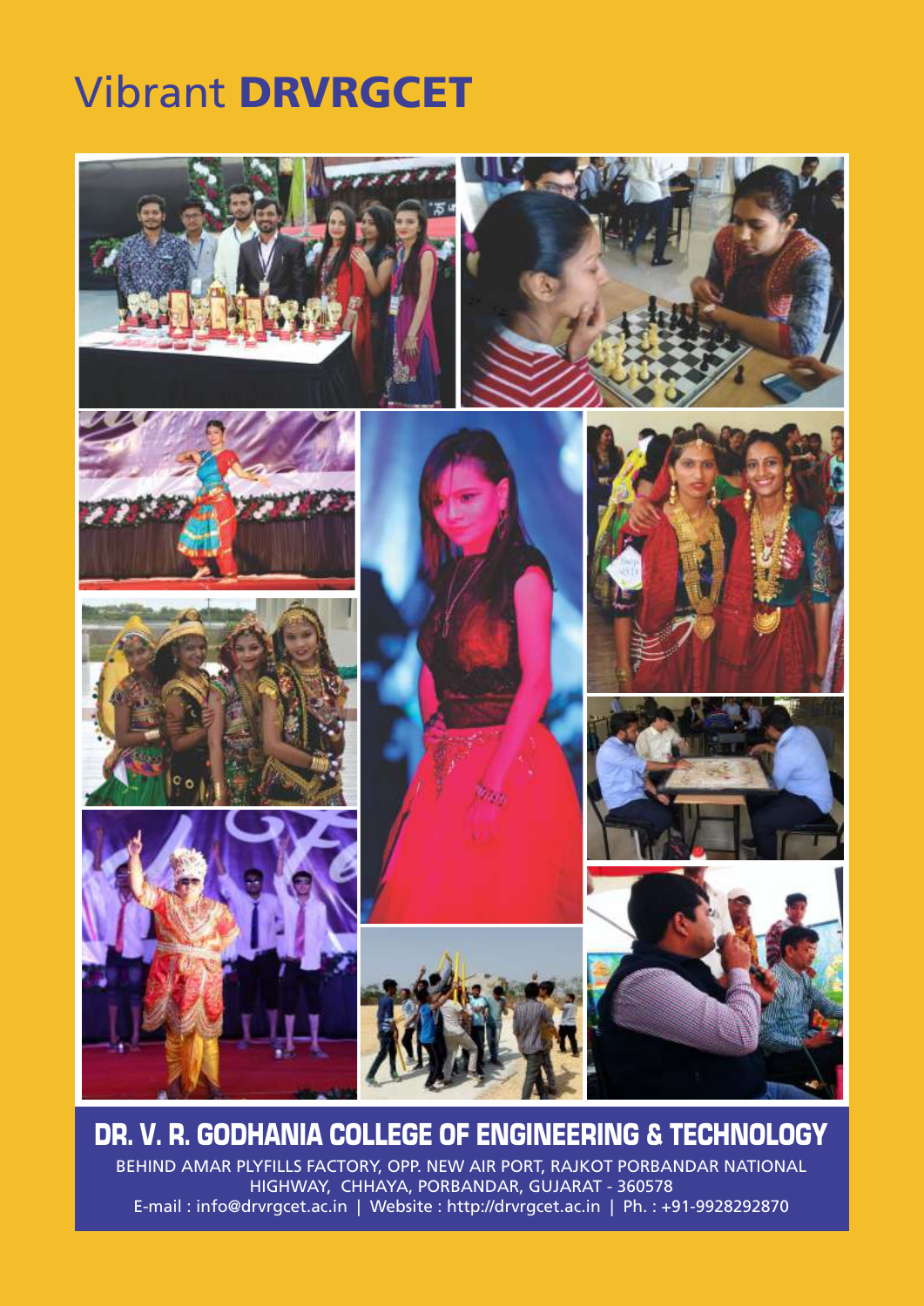# Vibrant **DRVRGCET**

## DR. V. R. GODHANIA COLLEGE OF ENGINEERING & TECHNOLOGY

BEHIND AMAR PLYFILLS FACTORY, OPP. NEW AIR PORT, RAJKOT PORBANDAR NATIONAL HIGHWAY, CHHAYA, PORBANDAR, GUJARAT - 360578

E-mail : info@drvrgcet.ac.in | Website : http://drvrgcet.ac.in | Ph. : +91-9928292870